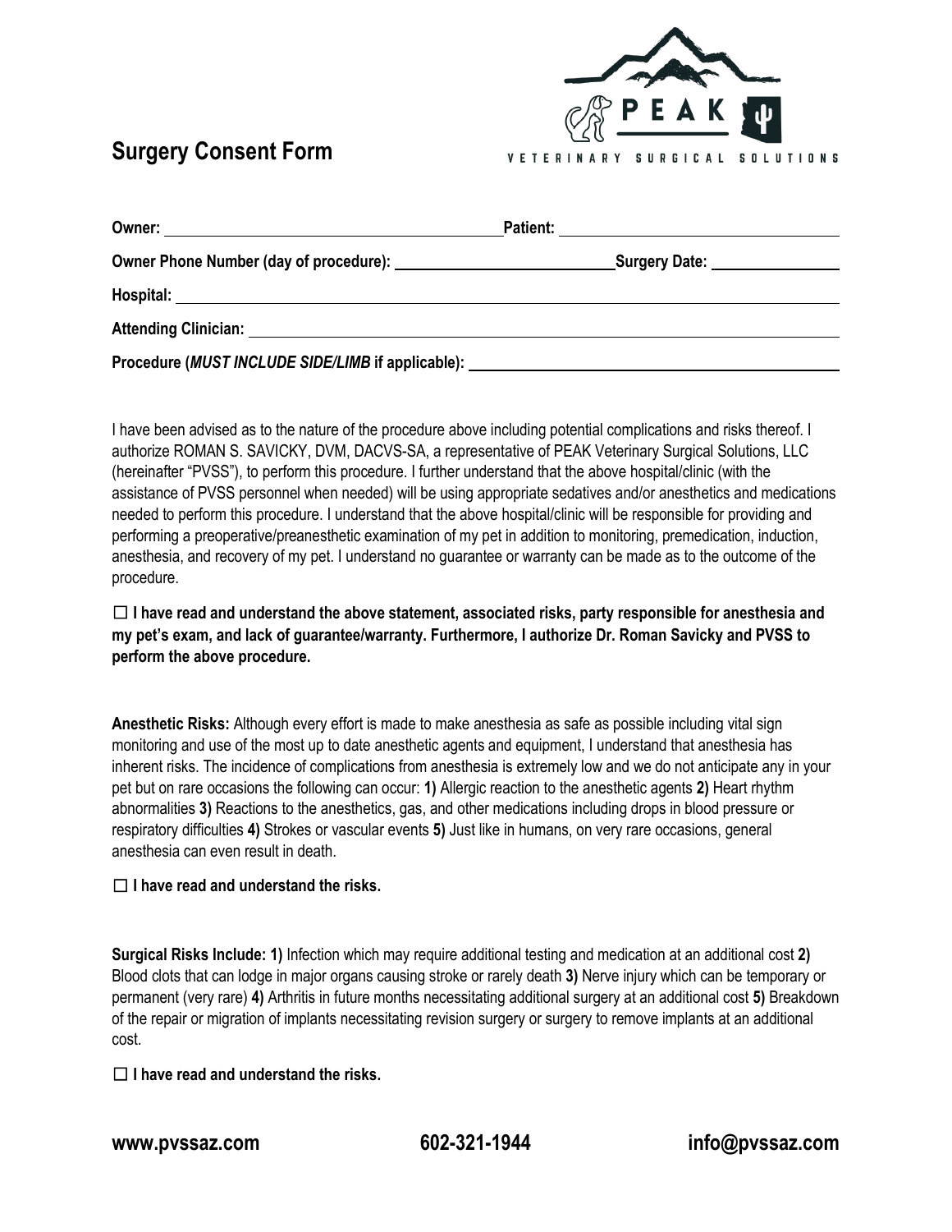# Surgery Consent Form

PEAK VETERINARY SURGICAL SOLUTIONS

**Owner:** ______________________ **Patient:** ______________________

**Owner Phone Number (day of procedure):** ______________________ **Surgery Date:** ______________

**Hospital:** ______________________

**Attending Clinician:** ______________________

**Procedure (*MUST INCLUDE SIDE/LIMB* if applicable):** ______________________

I have been advised as to the nature of the procedure above including potential complications and risks thereof. I authorize ROMAN S. SAVICKY, DVM, DACVS-SA, a representative of PEAK Veterinary Surgical Solutions, LLC (hereinafter "PVSS"), to perform this procedure. I further understand that the above hospital/clinic (with the assistance of PVSS personnel when needed) will be using appropriate sedatives and/or anesthetics and medications needed to perform this procedure. I understand that the above hospital/clinic will be responsible for providing and performing a preoperative/preanesthetic examination of my pet in addition to monitoring, premedication, induction, anesthesia, and recovery of my pet. I understand no guarantee or warranty can be made as to the outcome of the procedure.

☐ **I have read and understand the above statement, associated risks, party responsible for anesthesia and my pet's exam, and lack of guarantee/warranty. Furthermore, I authorize Dr. Roman Savicky and PVSS to perform the above procedure.**

**Anesthetic Risks:** Although every effort is made to make anesthesia as safe as possible including vital sign monitoring and use of the most up to date anesthetic agents and equipment, I understand that anesthesia has inherent risks. The incidence of complications from anesthesia is extremely low and we do not anticipate any in your pet but on rare occasions the following can occur: **1)** Allergic reaction to the anesthetic agents **2)** Heart rhythm abnormalities **3)** Reactions to the anesthetics, gas, and other medications including drops in blood pressure or respiratory difficulties **4)** Strokes or vascular events **5)** Just like in humans, on very rare occasions, general anesthesia can even result in death.

☐ **I have read and understand the risks.**

**Surgical Risks Include: 1)** Infection which may require additional testing and medication at an additional cost **2)** Blood clots that can lodge in major organs causing stroke or rarely death **3)** Nerve injury which can be temporary or permanent (very rare) **4)** Arthritis in future months necessitating additional surgery at an additional cost **5)** Breakdown of the repair or migration of implants necessitating revision surgery or surgery to remove implants at an additional cost.

☐ **I have read and understand the risks.**

**www.pvssaz.com** **602-321-1944** **info@pvssaz.com**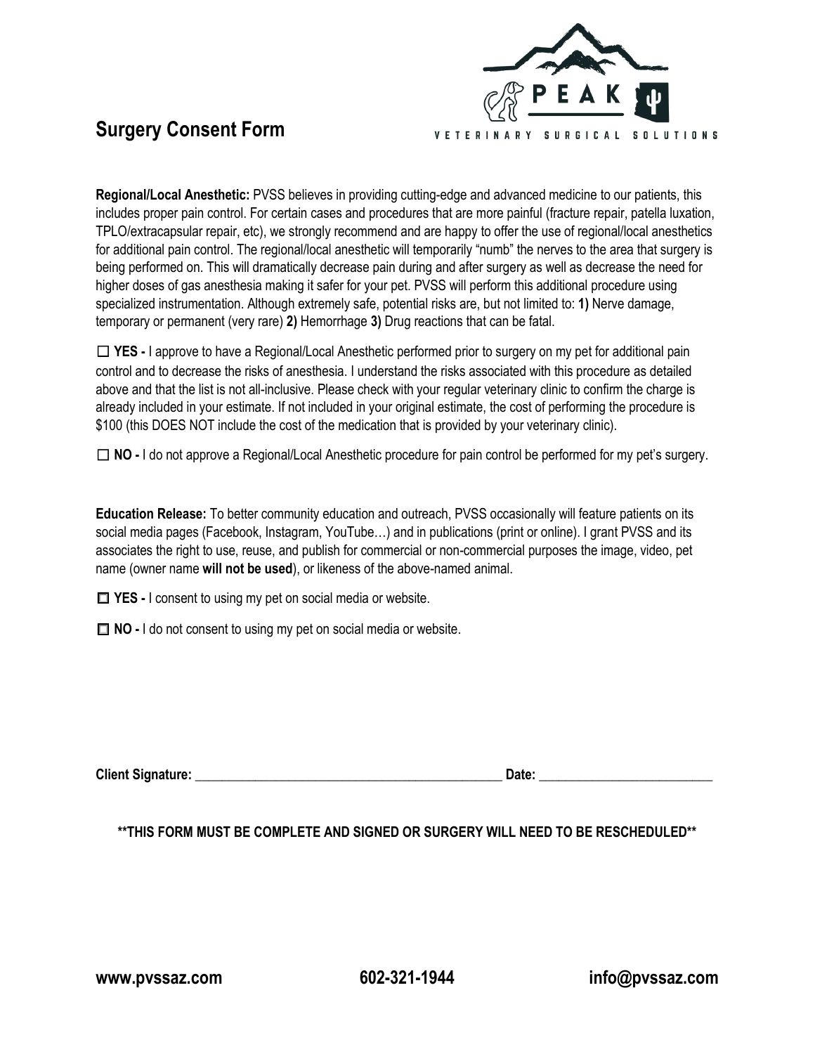# Surgery Consent Form

**Regional/Local Anesthetic:** PVSS believes in providing cutting-edge and advanced medicine to our patients, this includes proper pain control. For certain cases and procedures that are more painful (fracture repair, patella luxation, TPLO/extracapsular repair, etc), we strongly recommend and are happy to offer the use of regional/local anesthetics for additional pain control. The regional/local anesthetic will temporarily "numb" the nerves to the area that surgery is being performed on. This will dramatically decrease pain during and after surgery as well as decrease the need for higher doses of gas anesthesia making it safer for your pet. PVSS will perform this additional procedure using specialized instrumentation. Although extremely safe, potential risks are, but not limited to: **1)** Nerve damage, temporary or permanent (very rare) **2)** Hemorrhage **3)** Drug reactions that can be fatal.

☐ **YES -** I approve to have a Regional/Local Anesthetic performed prior to surgery on my pet for additional pain control and to decrease the risks of anesthesia. I understand the risks associated with this procedure as detailed above and that the list is not all-inclusive. Please check with your regular veterinary clinic to confirm the charge is already included in your estimate. If not included in your original estimate, the cost of performing the procedure is $100 (this DOES NOT include the cost of the medication that is provided by your veterinary clinic).

☐ **NO -** I do not approve a Regional/Local Anesthetic procedure for pain control be performed for my pet's surgery.

**Education Release:** To better community education and outreach, PVSS occasionally will feature patients on its social media pages (Facebook, Instagram, YouTube…) and in publications (print or online). I grant PVSS and its associates the right to use, reuse, and publish for commercial or non-commercial purposes the image, video, pet name (owner name **will not be used**), or likeness of the above-named animal.

☐ **YES -** I consent to using my pet on social media or website.

☐ **NO -** I do not consent to using my pet on social media or website.

**Client Signature:** ______________________________________________ **Date:** __________________________

**\*\*THIS FORM MUST BE COMPLETE AND SIGNED OR SURGERY WILL NEED TO BE RESCHEDULED\*\***

**www.pvssaz.com** **602-321-1944** **info@pvssaz.com**